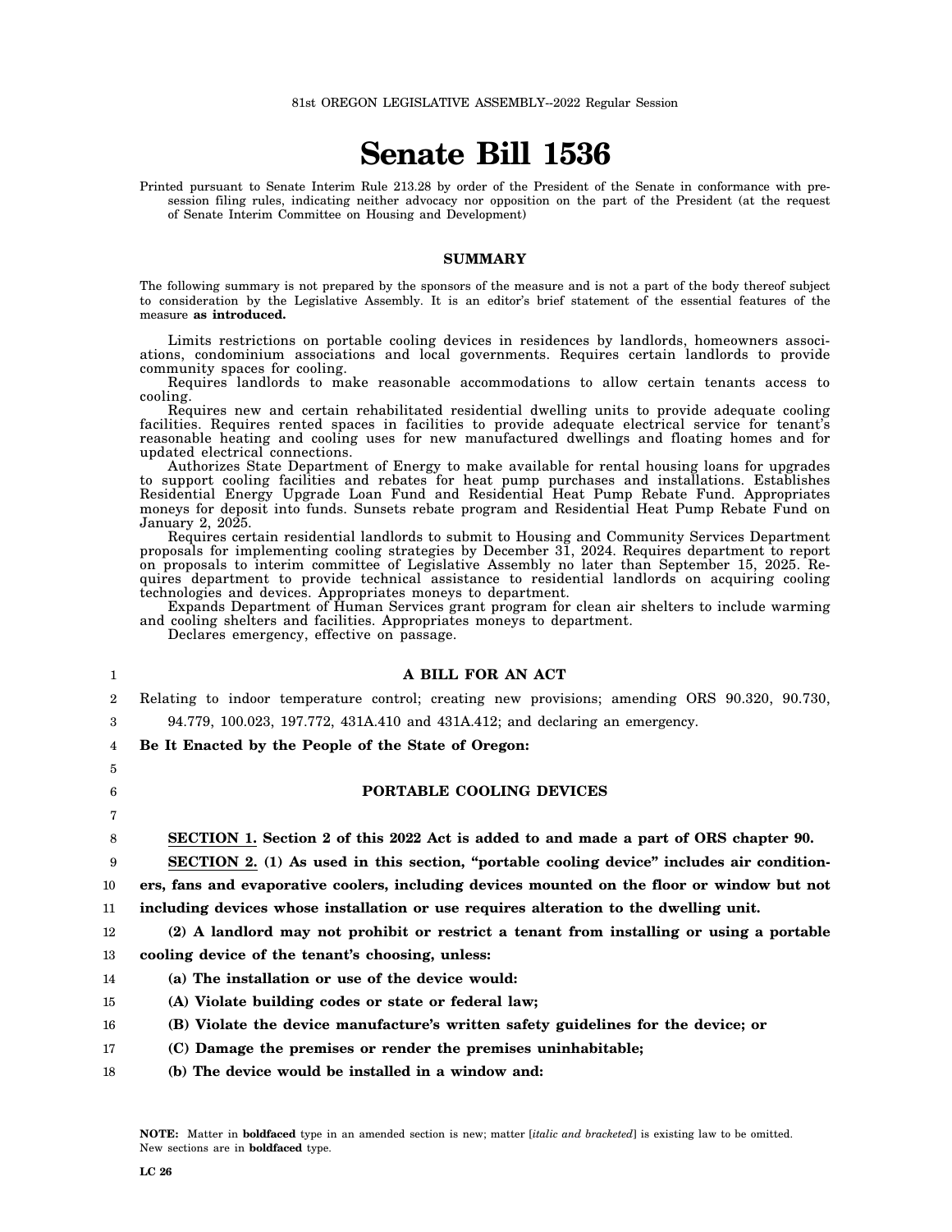81st OREGON LEGISLATIVE ASSEMBLY--2022 Regular Session

# Senate Bill 1536

Printed pursuant to Senate Interim Rule 213.28 by order of the President of the Senate in conformance with presession filing rules, indicating neither advocacy nor opposition on the part of the President (at the request of Senate Interim Committee on Housing and Development)

## SUMMARY

The following summary is not prepared by the sponsors of the measure and is not a part of the body thereof subject to consideration by the Legislative Assembly. It is an editor's brief statement of the essential features of the measure **as introduced.**

Limits restrictions on portable cooling devices in residences by landlords, homeowners associations, condominium associations and local governments. Requires certain landlords to provide community spaces for cooling.

Requires landlords to make reasonable accommodations to allow certain tenants access to cooling.

Requires new and certain rehabilitated residential dwelling units to provide adequate cooling facilities. Requires rented spaces in facilities to provide adequate electrical service for tenant's reasonable heating and cooling uses for new manufactured dwellings and floating homes and for updated electrical connections.

Authorizes State Department of Energy to make available for rental housing loans for upgrades to support cooling facilities and rebates for heat pump purchases and installations. Establishes Residential Energy Upgrade Loan Fund and Residential Heat Pump Rebate Fund. Appropriates moneys for deposit into funds. Sunsets rebate program and Residential Heat Pump Rebate Fund on January 2, 2025.

Requires certain residential landlords to submit to Housing and Community Services Department proposals for implementing cooling strategies by December 31, 2024. Requires department to report on proposals to interim committee of Legislative Assembly no later than September 15, 2025. Requires department to provide technical assistance to residential landlords on acquiring cooling technologies and devices. Appropriates moneys to department.

Expands Department of Human Services grant program for clean air shelters to include warming and cooling shelters and facilities. Appropriates moneys to department.

Declares emergency, effective on passage.

**A BILL FOR AN ACT**

Relating to indoor temperature control; creating new provisions; amending ORS 90.320, 90.730, 94.779, 100.023, 197.772, 431A.410 and 431A.412; and declaring an emergency.

**Be It Enacted by the People of the State of Oregon:**

**PORTABLE COOLING DEVICES**

**SECTION 1. Section 2 of this 2022 Act is added to and made a part of ORS chapter 90.**

**SECTION 2. (1) As used in this section, "portable cooling device" includes air conditioners, fans and evaporative coolers, including devices mounted on the floor or window but not including devices whose installation or use requires alteration to the dwelling unit.**

**(2) A landlord may not prohibit or restrict a tenant from installing or using a portable cooling device of the tenant's choosing, unless:**

**(a) The installation or use of the device would:**

**(A) Violate building codes or state or federal law;**

**(B) Violate the device manufacture's written safety guidelines for the device; or**

**(C) Damage the premises or render the premises uninhabitable;**

**(b) The device would be installed in a window and:**

**NOTE:** Matter in **boldfaced** type in an amended section is new; matter [*italic and bracketed*] is existing law to be omitted. New sections are in **boldfaced** type.

LC 26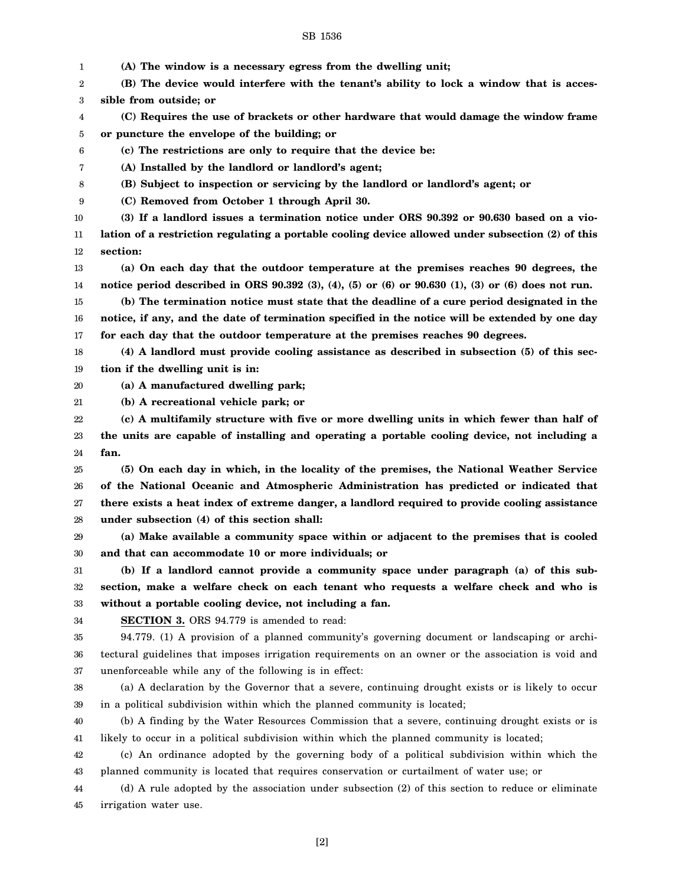**(A) The window is a necessary egress from the dwelling unit;**

**(B) The device would interfere with the tenant's ability to lock a window that is accessible from outside; or**

**(C) Requires the use of brackets or other hardware that would damage the window frame or puncture the envelope of the building; or**

**(c) The restrictions are only to require that the device be:**

**(A) Installed by the landlord or landlord's agent;**

**(B) Subject to inspection or servicing by the landlord or landlord's agent; or**

**(C) Removed from October 1 through April 30.**

**(3) If a landlord issues a termination notice under ORS 90.392 or 90.630 based on a violation of a restriction regulating a portable cooling device allowed under subsection (2) of this section:**

**(a) On each day that the outdoor temperature at the premises reaches 90 degrees, the notice period described in ORS 90.392 (3), (4), (5) or (6) or 90.630 (1), (3) or (6) does not run.**

**(b) The termination notice must state that the deadline of a cure period designated in the notice, if any, and the date of termination specified in the notice will be extended by one day for each day that the outdoor temperature at the premises reaches 90 degrees.**

**(4) A landlord must provide cooling assistance as described in subsection (5) of this section if the dwelling unit is in:**

**(a) A manufactured dwelling park;**

**(b) A recreational vehicle park; or**

**(c) A multifamily structure with five or more dwelling units in which fewer than half of the units are capable of installing and operating a portable cooling device, not including a fan.**

**(5) On each day in which, in the locality of the premises, the National Weather Service of the National Oceanic and Atmospheric Administration has predicted or indicated that there exists a heat index of extreme danger, a landlord required to provide cooling assistance under subsection (4) of this section shall:**

**(a) Make available a community space within or adjacent to the premises that is cooled and that can accommodate 10 or more individuals; or**

**(b) If a landlord cannot provide a community space under paragraph (a) of this subsection, make a welfare check on each tenant who requests a welfare check and who is without a portable cooling device, not including a fan.**

**SECTION 3.** ORS 94.779 is amended to read:

94.779. (1) A provision of a planned community's governing document or landscaping or architectural guidelines that imposes irrigation requirements on an owner or the association is void and unenforceable while any of the following is in effect:

(a) A declaration by the Governor that a severe, continuing drought exists or is likely to occur in a political subdivision within which the planned community is located;

(b) A finding by the Water Resources Commission that a severe, continuing drought exists or is likely to occur in a political subdivision within which the planned community is located;

(c) An ordinance adopted by the governing body of a political subdivision within which the planned community is located that requires conservation or curtailment of water use; or

(d) A rule adopted by the association under subsection (2) of this section to reduce or eliminate irrigation water use.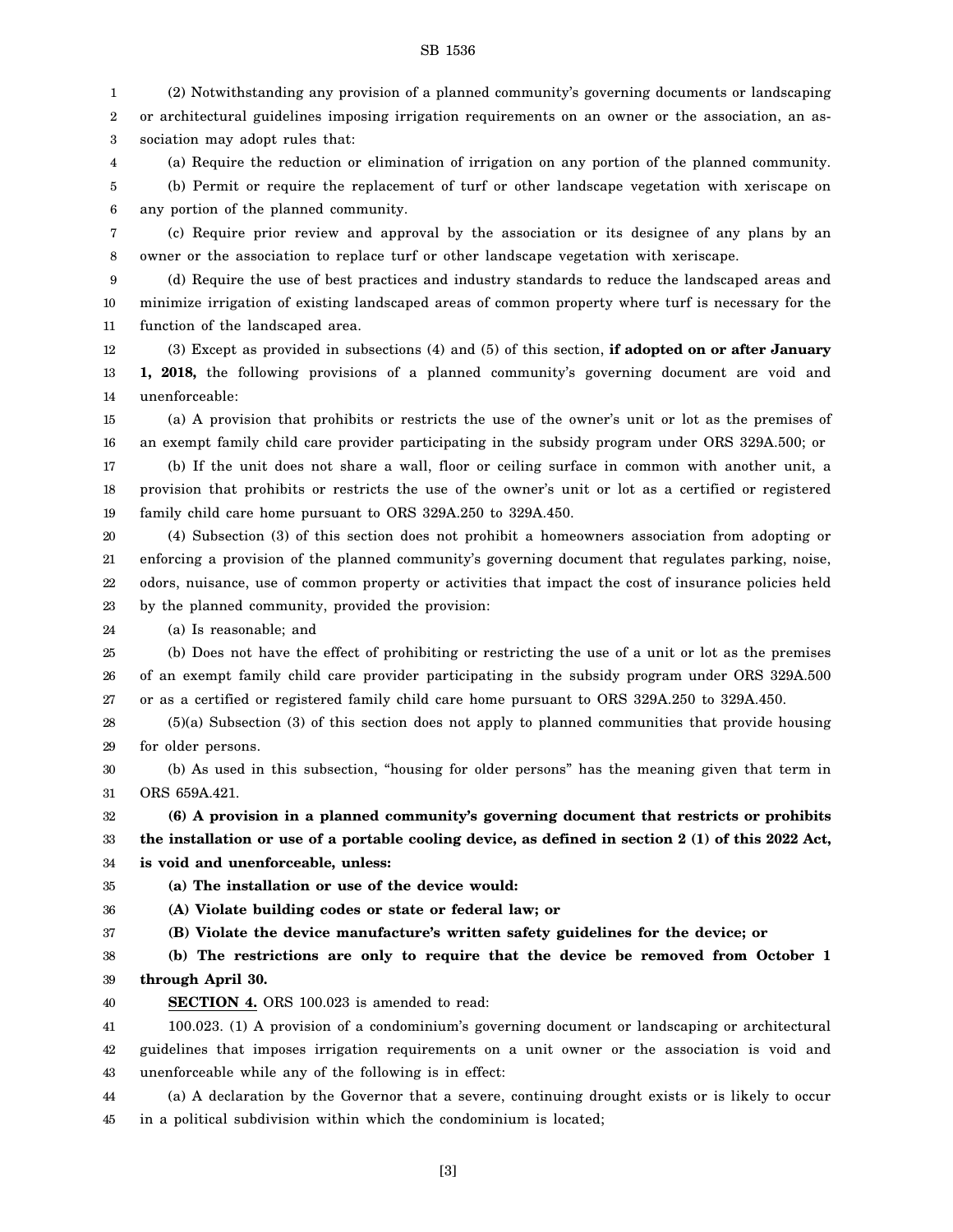(2) Notwithstanding any provision of a planned community's governing documents or landscaping or architectural guidelines imposing irrigation requirements on an owner or the association, an association may adopt rules that:

(a) Require the reduction or elimination of irrigation on any portion of the planned community.

(b) Permit or require the replacement of turf or other landscape vegetation with xeriscape on any portion of the planned community.

(c) Require prior review and approval by the association or its designee of any plans by an owner or the association to replace turf or other landscape vegetation with xeriscape.

(d) Require the use of best practices and industry standards to reduce the landscaped areas and minimize irrigation of existing landscaped areas of common property where turf is necessary for the function of the landscaped area.

(3) Except as provided in subsections (4) and (5) of this section, **if adopted on or after January 1, 2018,** the following provisions of a planned community's governing document are void and unenforceable:

(a) A provision that prohibits or restricts the use of the owner's unit or lot as the premises of an exempt family child care provider participating in the subsidy program under ORS 329A.500; or

(b) If the unit does not share a wall, floor or ceiling surface in common with another unit, a provision that prohibits or restricts the use of the owner's unit or lot as a certified or registered family child care home pursuant to ORS 329A.250 to 329A.450.

(4) Subsection (3) of this section does not prohibit a homeowners association from adopting or enforcing a provision of the planned community's governing document that regulates parking, noise, odors, nuisance, use of common property or activities that impact the cost of insurance policies held by the planned community, provided the provision:

(a) Is reasonable; and

(b) Does not have the effect of prohibiting or restricting the use of a unit or lot as the premises of an exempt family child care provider participating in the subsidy program under ORS 329A.500 or as a certified or registered family child care home pursuant to ORS 329A.250 to 329A.450.

(5)(a) Subsection (3) of this section does not apply to planned communities that provide housing for older persons.

(b) As used in this subsection, "housing for older persons" has the meaning given that term in ORS 659A.421.

**(6) A provision in a planned community's governing document that restricts or prohibits the installation or use of a portable cooling device, as defined in section 2 (1) of this 2022 Act, is void and unenforceable, unless:**

**(a) The installation or use of the device would:**

**(A) Violate building codes or state or federal law; or**

**(B) Violate the device manufacture's written safety guidelines for the device; or**

**(b) The restrictions are only to require that the device be removed from October 1 through April 30.**

**SECTION 4.** ORS 100.023 is amended to read:

100.023. (1) A provision of a condominium's governing document or landscaping or architectural guidelines that imposes irrigation requirements on a unit owner or the association is void and unenforceable while any of the following is in effect:

(a) A declaration by the Governor that a severe, continuing drought exists or is likely to occur in a political subdivision within which the condominium is located;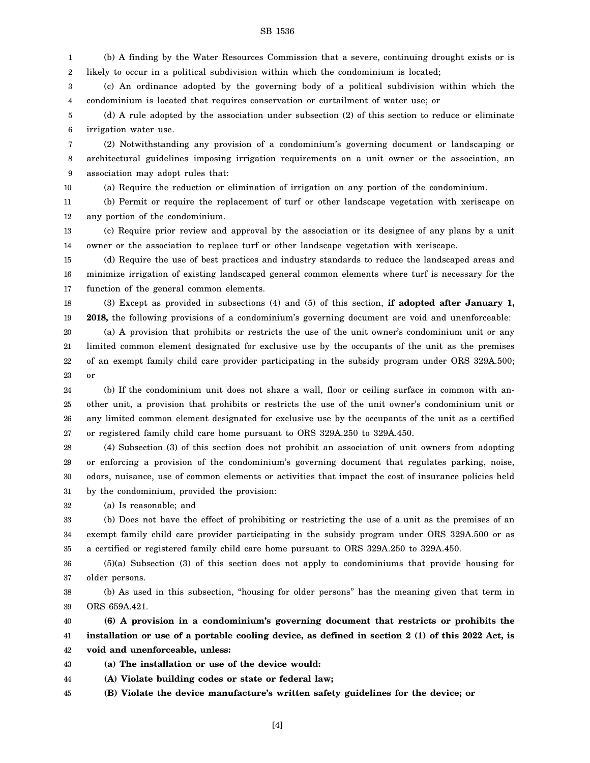(b) A finding by the Water Resources Commission that a severe, continuing drought exists or is likely to occur in a political subdivision within which the condominium is located;

(c) An ordinance adopted by the governing body of a political subdivision within which the condominium is located that requires conservation or curtailment of water use; or

(d) A rule adopted by the association under subsection (2) of this section to reduce or eliminate irrigation water use.

(2) Notwithstanding any provision of a condominium's governing document or landscaping or architectural guidelines imposing irrigation requirements on a unit owner or the association, an association may adopt rules that:

(a) Require the reduction or elimination of irrigation on any portion of the condominium.

(b) Permit or require the replacement of turf or other landscape vegetation with xeriscape on any portion of the condominium.

(c) Require prior review and approval by the association or its designee of any plans by a unit owner or the association to replace turf or other landscape vegetation with xeriscape.

(d) Require the use of best practices and industry standards to reduce the landscaped areas and minimize irrigation of existing landscaped general common elements where turf is necessary for the function of the general common elements.

(3) Except as provided in subsections (4) and (5) of this section, **if adopted after January 1, 2018,** the following provisions of a condominium's governing document are void and unenforceable:

(a) A provision that prohibits or restricts the use of the unit owner's condominium unit or any limited common element designated for exclusive use by the occupants of the unit as the premises of an exempt family child care provider participating in the subsidy program under ORS 329A.500; or

(b) If the condominium unit does not share a wall, floor or ceiling surface in common with another unit, a provision that prohibits or restricts the use of the unit owner's condominium unit or any limited common element designated for exclusive use by the occupants of the unit as a certified or registered family child care home pursuant to ORS 329A.250 to 329A.450.

(4) Subsection (3) of this section does not prohibit an association of unit owners from adopting or enforcing a provision of the condominium's governing document that regulates parking, noise, odors, nuisance, use of common elements or activities that impact the cost of insurance policies held by the condominium, provided the provision:

(a) Is reasonable; and

(b) Does not have the effect of prohibiting or restricting the use of a unit as the premises of an exempt family child care provider participating in the subsidy program under ORS 329A.500 or as a certified or registered family child care home pursuant to ORS 329A.250 to 329A.450.

(5)(a) Subsection (3) of this section does not apply to condominiums that provide housing for older persons.

(b) As used in this subsection, "housing for older persons" has the meaning given that term in ORS 659A.421.

**(6) A provision in a condominium's governing document that restricts or prohibits the installation or use of a portable cooling device, as defined in section 2 (1) of this 2022 Act, is void and unenforceable, unless:**

**(a) The installation or use of the device would:**

**(A) Violate building codes or state or federal law;**

**(B) Violate the device manufacture's written safety guidelines for the device; or**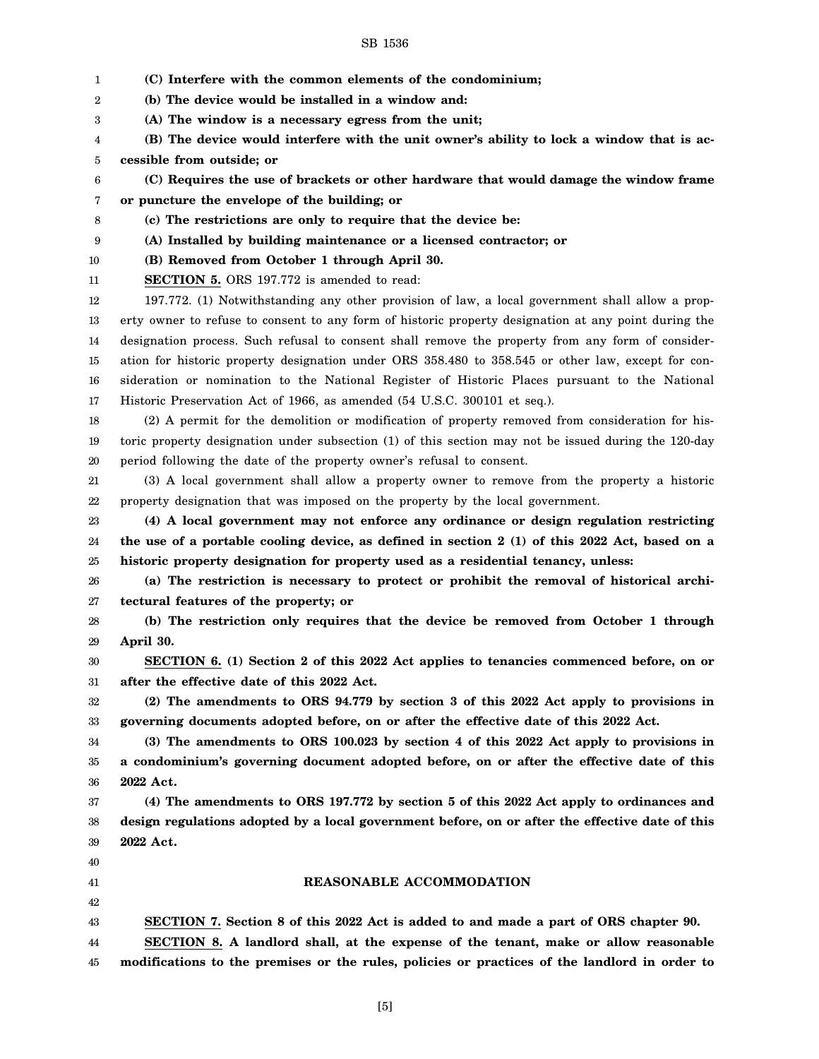**(C) Interfere with the common elements of the condominium;**

**(b) The device would be installed in a window and:**

**(A) The window is a necessary egress from the unit;**

**(B) The device would interfere with the unit owner's ability to lock a window that is accessible from outside; or**

**(C) Requires the use of brackets or other hardware that would damage the window frame or puncture the envelope of the building; or**

**(c) The restrictions are only to require that the device be:**

**(A) Installed by building maintenance or a licensed contractor; or**

**(B) Removed from October 1 through April 30.**

**SECTION 5.** ORS 197.772 is amended to read:

197.772. (1) Notwithstanding any other provision of law, a local government shall allow a property owner to refuse to consent to any form of historic property designation at any point during the designation process. Such refusal to consent shall remove the property from any form of consideration for historic property designation under ORS 358.480 to 358.545 or other law, except for consideration or nomination to the National Register of Historic Places pursuant to the National Historic Preservation Act of 1966, as amended (54 U.S.C. 300101 et seq.).

(2) A permit for the demolition or modification of property removed from consideration for historic property designation under subsection (1) of this section may not be issued during the 120-day period following the date of the property owner's refusal to consent.

(3) A local government shall allow a property owner to remove from the property a historic property designation that was imposed on the property by the local government.

**(4) A local government may not enforce any ordinance or design regulation restricting the use of a portable cooling device, as defined in section 2 (1) of this 2022 Act, based on a historic property designation for property used as a residential tenancy, unless:**

**(a) The restriction is necessary to protect or prohibit the removal of historical architectural features of the property; or**

**(b) The restriction only requires that the device be removed from October 1 through April 30.**

**SECTION 6. (1) Section 2 of this 2022 Act applies to tenancies commenced before, on or after the effective date of this 2022 Act.**

**(2) The amendments to ORS 94.779 by section 3 of this 2022 Act apply to provisions in governing documents adopted before, on or after the effective date of this 2022 Act.**

**(3) The amendments to ORS 100.023 by section 4 of this 2022 Act apply to provisions in a condominium's governing document adopted before, on or after the effective date of this 2022 Act.**

**(4) The amendments to ORS 197.772 by section 5 of this 2022 Act apply to ordinances and design regulations adopted by a local government before, on or after the effective date of this 2022 Act.**

## REASONABLE ACCOMMODATION

**SECTION 7. Section 8 of this 2022 Act is added to and made a part of ORS chapter 90.**

**SECTION 8. A landlord shall, at the expense of the tenant, make or allow reasonable modifications to the premises or the rules, policies or practices of the landlord in order to**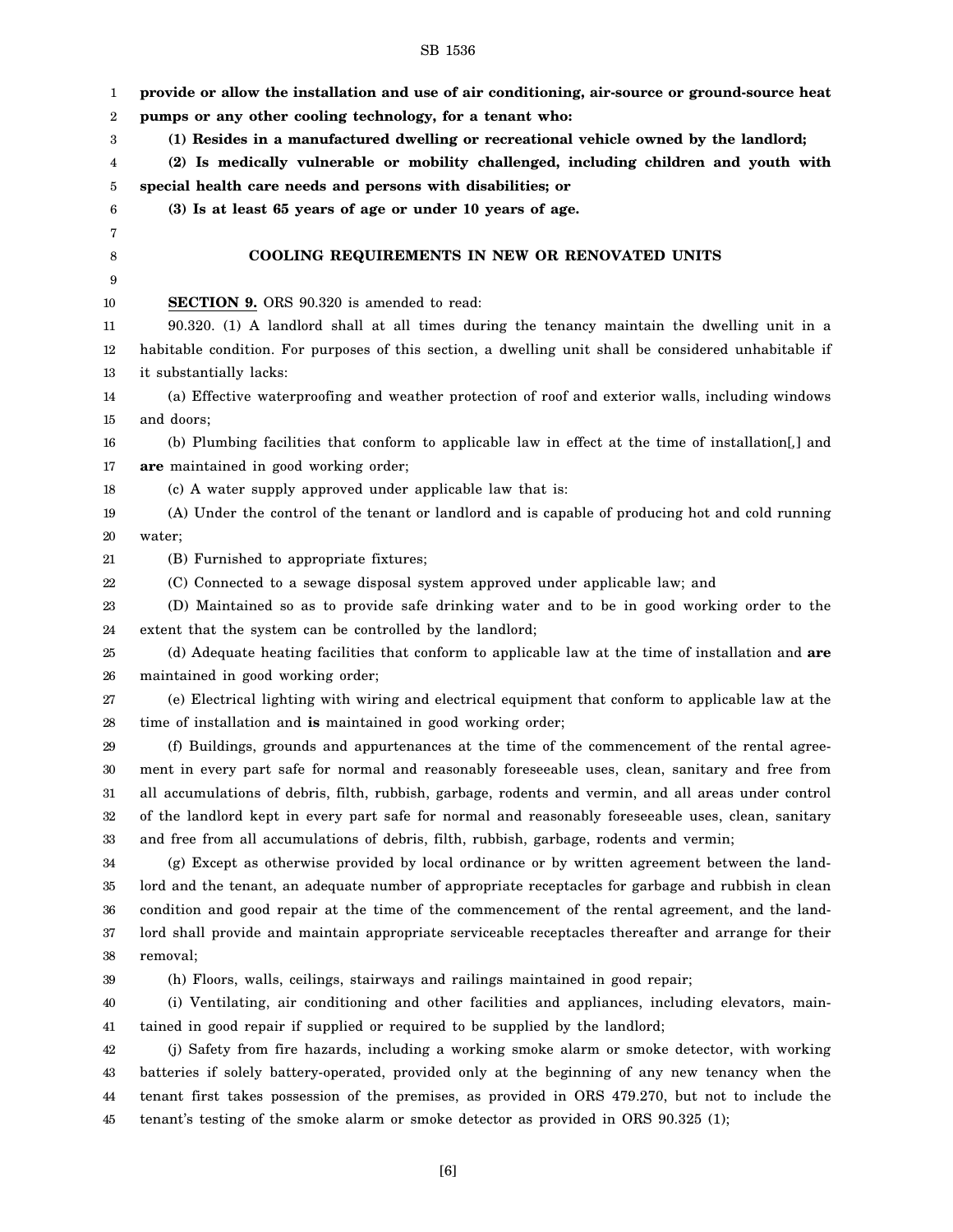**provide or allow the installation and use of air conditioning, air-source or ground-source heat pumps or any other cooling technology, for a tenant who:**

**(1) Resides in a manufactured dwelling or recreational vehicle owned by the landlord;**

**(2) Is medically vulnerable or mobility challenged, including children and youth with special health care needs and persons with disabilities; or**

**(3) Is at least 65 years of age or under 10 years of age.**

**COOLING REQUIREMENTS IN NEW OR RENOVATED UNITS**

**SECTION 9.** ORS 90.320 is amended to read:

90.320. (1) A landlord shall at all times during the tenancy maintain the dwelling unit in a habitable condition. For purposes of this section, a dwelling unit shall be considered unhabitable if it substantially lacks:

(a) Effective waterproofing and weather protection of roof and exterior walls, including windows and doors;

(b) Plumbing facilities that conform to applicable law in effect at the time of installation[,] and **are** maintained in good working order;

(c) A water supply approved under applicable law that is:

(A) Under the control of the tenant or landlord and is capable of producing hot and cold running water;

(B) Furnished to appropriate fixtures;

(C) Connected to a sewage disposal system approved under applicable law; and

(D) Maintained so as to provide safe drinking water and to be in good working order to the extent that the system can be controlled by the landlord;

(d) Adequate heating facilities that conform to applicable law at the time of installation and **are** maintained in good working order;

(e) Electrical lighting with wiring and electrical equipment that conform to applicable law at the time of installation and **is** maintained in good working order;

(f) Buildings, grounds and appurtenances at the time of the commencement of the rental agreement in every part safe for normal and reasonably foreseeable uses, clean, sanitary and free from all accumulations of debris, filth, rubbish, garbage, rodents and vermin, and all areas under control of the landlord kept in every part safe for normal and reasonably foreseeable uses, clean, sanitary and free from all accumulations of debris, filth, rubbish, garbage, rodents and vermin;

(g) Except as otherwise provided by local ordinance or by written agreement between the landlord and the tenant, an adequate number of appropriate receptacles for garbage and rubbish in clean condition and good repair at the time of the commencement of the rental agreement, and the landlord shall provide and maintain appropriate serviceable receptacles thereafter and arrange for their removal;

(h) Floors, walls, ceilings, stairways and railings maintained in good repair;

(i) Ventilating, air conditioning and other facilities and appliances, including elevators, maintained in good repair if supplied or required to be supplied by the landlord;

(j) Safety from fire hazards, including a working smoke alarm or smoke detector, with working batteries if solely battery-operated, provided only at the beginning of any new tenancy when the tenant first takes possession of the premises, as provided in ORS 479.270, but not to include the tenant's testing of the smoke alarm or smoke detector as provided in ORS 90.325 (1);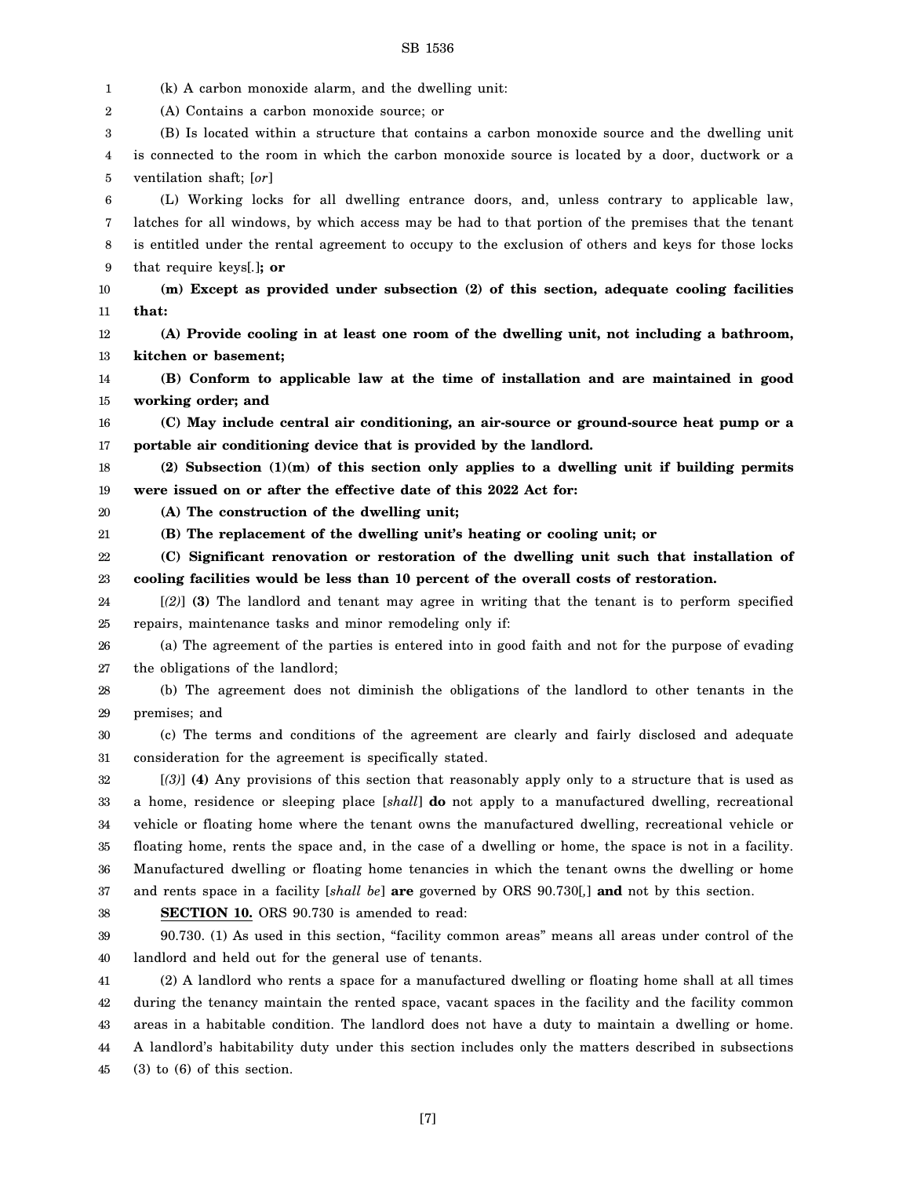(k) A carbon monoxide alarm, and the dwelling unit:

(A) Contains a carbon monoxide source; or

(B) Is located within a structure that contains a carbon monoxide source and the dwelling unit is connected to the room in which the carbon monoxide source is located by a door, ductwork or a ventilation shaft; [*or*]

(L) Working locks for all dwelling entrance doors, and, unless contrary to applicable law, latches for all windows, by which access may be had to that portion of the premises that the tenant is entitled under the rental agreement to occupy to the exclusion of others and keys for those locks that require keys[*.*]**; or**

**(m) Except as provided under subsection (2) of this section, adequate cooling facilities that:**

**(A) Provide cooling in at least one room of the dwelling unit, not including a bathroom, kitchen or basement;**

**(B) Conform to applicable law at the time of installation and are maintained in good working order; and**

**(C) May include central air conditioning, an air-source or ground-source heat pump or a portable air conditioning device that is provided by the landlord.**

**(2) Subsection (1)(m) of this section only applies to a dwelling unit if building permits were issued on or after the effective date of this 2022 Act for:**

**(A) The construction of the dwelling unit;**

**(B) The replacement of the dwelling unit's heating or cooling unit; or**

**(C) Significant renovation or restoration of the dwelling unit such that installation of cooling facilities would be less than 10 percent of the overall costs of restoration.**

[*(2)*] **(3)** The landlord and tenant may agree in writing that the tenant is to perform specified repairs, maintenance tasks and minor remodeling only if:

(a) The agreement of the parties is entered into in good faith and not for the purpose of evading the obligations of the landlord;

(b) The agreement does not diminish the obligations of the landlord to other tenants in the premises; and

(c) The terms and conditions of the agreement are clearly and fairly disclosed and adequate consideration for the agreement is specifically stated.

[*(3)*] **(4)** Any provisions of this section that reasonably apply only to a structure that is used as a home, residence or sleeping place [*shall*] **do** not apply to a manufactured dwelling, recreational vehicle or floating home where the tenant owns the manufactured dwelling, recreational vehicle or floating home, rents the space and, in the case of a dwelling or home, the space is not in a facility. Manufactured dwelling or floating home tenancies in which the tenant owns the dwelling or home and rents space in a facility [*shall be*] **are** governed by ORS 90.730[*,*] **and** not by this section.

**SECTION 10.** ORS 90.730 is amended to read:

90.730. (1) As used in this section, "facility common areas" means all areas under control of the landlord and held out for the general use of tenants.

(2) A landlord who rents a space for a manufactured dwelling or floating home shall at all times during the tenancy maintain the rented space, vacant spaces in the facility and the facility common areas in a habitable condition. The landlord does not have a duty to maintain a dwelling or home. A landlord's habitability duty under this section includes only the matters described in subsections (3) to (6) of this section.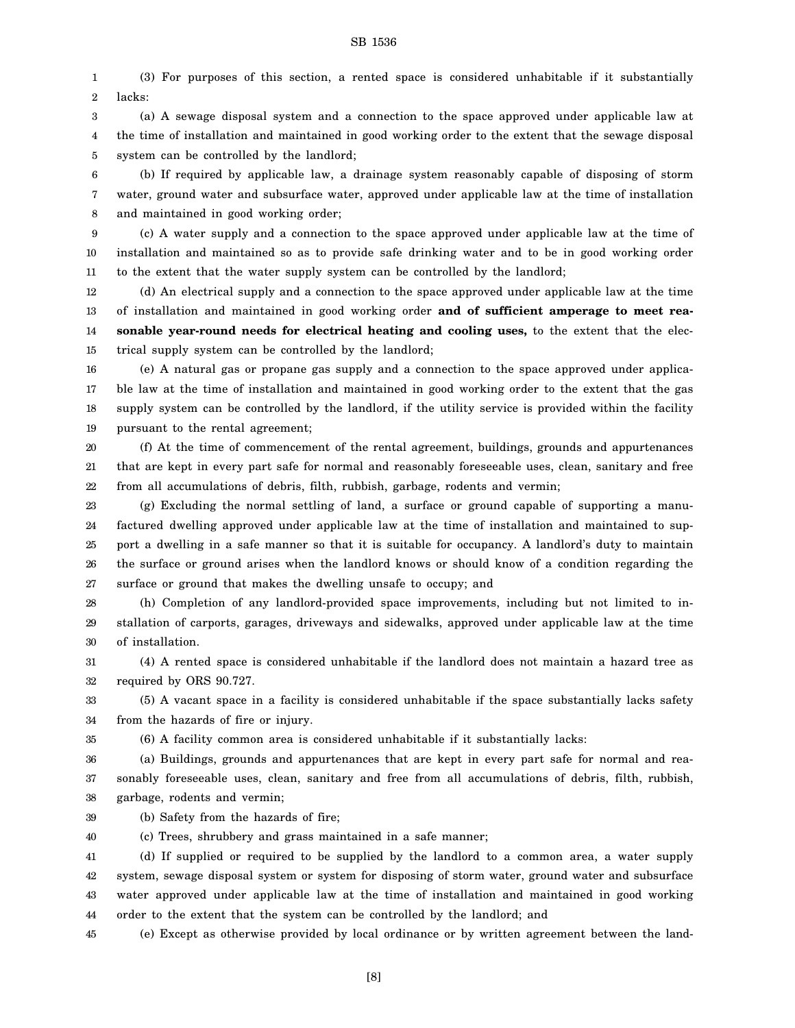(3) For purposes of this section, a rented space is considered unhabitable if it substantially lacks:

(a) A sewage disposal system and a connection to the space approved under applicable law at the time of installation and maintained in good working order to the extent that the sewage disposal system can be controlled by the landlord;

(b) If required by applicable law, a drainage system reasonably capable of disposing of storm water, ground water and subsurface water, approved under applicable law at the time of installation and maintained in good working order;

(c) A water supply and a connection to the space approved under applicable law at the time of installation and maintained so as to provide safe drinking water and to be in good working order to the extent that the water supply system can be controlled by the landlord;

(d) An electrical supply and a connection to the space approved under applicable law at the time of installation and maintained in good working order **and of sufficient amperage to meet reasonable year-round needs for electrical heating and cooling uses,** to the extent that the electrical supply system can be controlled by the landlord;

(e) A natural gas or propane gas supply and a connection to the space approved under applicable law at the time of installation and maintained in good working order to the extent that the gas supply system can be controlled by the landlord, if the utility service is provided within the facility pursuant to the rental agreement;

(f) At the time of commencement of the rental agreement, buildings, grounds and appurtenances that are kept in every part safe for normal and reasonably foreseeable uses, clean, sanitary and free from all accumulations of debris, filth, rubbish, garbage, rodents and vermin;

(g) Excluding the normal settling of land, a surface or ground capable of supporting a manufactured dwelling approved under applicable law at the time of installation and maintained to support a dwelling in a safe manner so that it is suitable for occupancy. A landlord's duty to maintain the surface or ground arises when the landlord knows or should know of a condition regarding the surface or ground that makes the dwelling unsafe to occupy; and

(h) Completion of any landlord-provided space improvements, including but not limited to installation of carports, garages, driveways and sidewalks, approved under applicable law at the time of installation.

(4) A rented space is considered unhabitable if the landlord does not maintain a hazard tree as required by ORS 90.727.

(5) A vacant space in a facility is considered unhabitable if the space substantially lacks safety from the hazards of fire or injury.

(6) A facility common area is considered unhabitable if it substantially lacks:

(a) Buildings, grounds and appurtenances that are kept in every part safe for normal and reasonably foreseeable uses, clean, sanitary and free from all accumulations of debris, filth, rubbish, garbage, rodents and vermin;

(b) Safety from the hazards of fire;

(c) Trees, shrubbery and grass maintained in a safe manner;

(d) If supplied or required to be supplied by the landlord to a common area, a water supply system, sewage disposal system or system for disposing of storm water, ground water and subsurface water approved under applicable law at the time of installation and maintained in good working order to the extent that the system can be controlled by the landlord; and

(e) Except as otherwise provided by local ordinance or by written agreement between the land-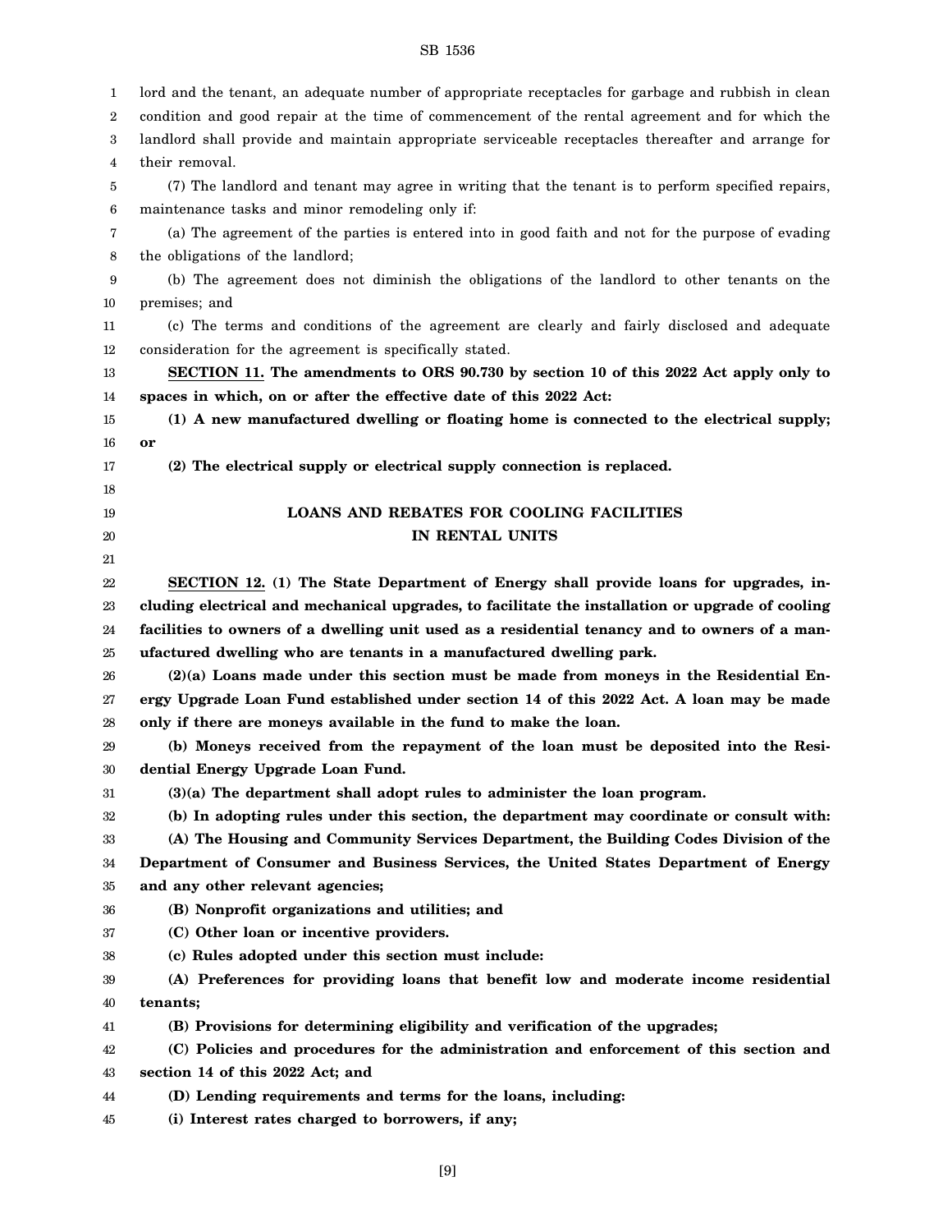lord and the tenant, an adequate number of appropriate receptacles for garbage and rubbish in clean condition and good repair at the time of commencement of the rental agreement and for which the landlord shall provide and maintain appropriate serviceable receptacles thereafter and arrange for their removal.

(7) The landlord and tenant may agree in writing that the tenant is to perform specified repairs, maintenance tasks and minor remodeling only if:

(a) The agreement of the parties is entered into in good faith and not for the purpose of evading the obligations of the landlord;

(b) The agreement does not diminish the obligations of the landlord to other tenants on the premises; and

(c) The terms and conditions of the agreement are clearly and fairly disclosed and adequate consideration for the agreement is specifically stated.

**SECTION 11. The amendments to ORS 90.730 by section 10 of this 2022 Act apply only to spaces in which, on or after the effective date of this 2022 Act:**

**(1) A new manufactured dwelling or floating home is connected to the electrical supply; or**

**(2) The electrical supply or electrical supply connection is replaced.**

## LOANS AND REBATES FOR COOLING FACILITIES IN RENTAL UNITS

**SECTION 12. (1) The State Department of Energy shall provide loans for upgrades, including electrical and mechanical upgrades, to facilitate the installation or upgrade of cooling facilities to owners of a dwelling unit used as a residential tenancy and to owners of a manufactured dwelling who are tenants in a manufactured dwelling park.**

**(2)(a) Loans made under this section must be made from moneys in the Residential Energy Upgrade Loan Fund established under section 14 of this 2022 Act. A loan may be made only if there are moneys available in the fund to make the loan.**

**(b) Moneys received from the repayment of the loan must be deposited into the Residential Energy Upgrade Loan Fund.**

**(3)(a) The department shall adopt rules to administer the loan program.**

**(b) In adopting rules under this section, the department may coordinate or consult with:**

**(A) The Housing and Community Services Department, the Building Codes Division of the Department of Consumer and Business Services, the United States Department of Energy and any other relevant agencies;**

**(B) Nonprofit organizations and utilities; and**

**(C) Other loan or incentive providers.**

**(c) Rules adopted under this section must include:**

**(A) Preferences for providing loans that benefit low and moderate income residential tenants;**

**(B) Provisions for determining eligibility and verification of the upgrades;**

**(C) Policies and procedures for the administration and enforcement of this section and section 14 of this 2022 Act; and**

**(D) Lending requirements and terms for the loans, including:**

**(i) Interest rates charged to borrowers, if any;**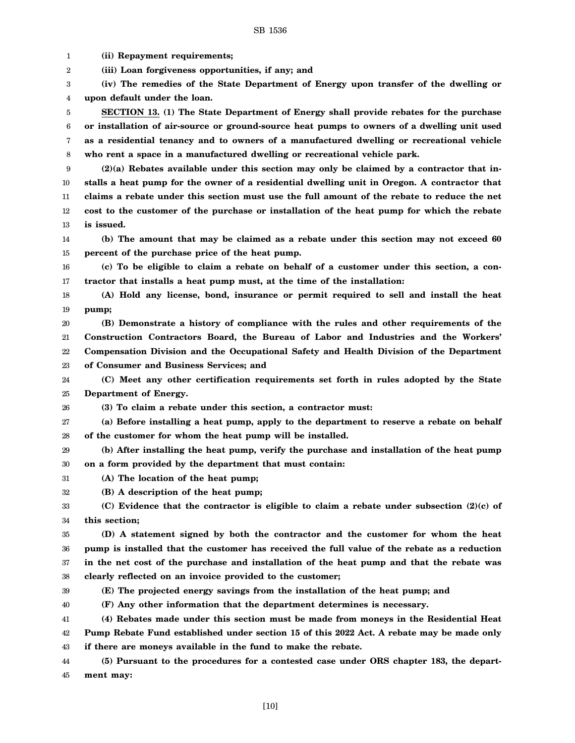**(ii) Repayment requirements;**

**(iii) Loan forgiveness opportunities, if any; and**

**(iv) The remedies of the State Department of Energy upon transfer of the dwelling or upon default under the loan.**

**SECTION 13. (1) The State Department of Energy shall provide rebates for the purchase or installation of air-source or ground-source heat pumps to owners of a dwelling unit used as a residential tenancy and to owners of a manufactured dwelling or recreational vehicle who rent a space in a manufactured dwelling or recreational vehicle park.**

**(2)(a) Rebates available under this section may only be claimed by a contractor that installs a heat pump for the owner of a residential dwelling unit in Oregon. A contractor that claims a rebate under this section must use the full amount of the rebate to reduce the net cost to the customer of the purchase or installation of the heat pump for which the rebate is issued.**

**(b) The amount that may be claimed as a rebate under this section may not exceed 60 percent of the purchase price of the heat pump.**

**(c) To be eligible to claim a rebate on behalf of a customer under this section, a contractor that installs a heat pump must, at the time of the installation:**

**(A) Hold any license, bond, insurance or permit required to sell and install the heat pump;**

**(B) Demonstrate a history of compliance with the rules and other requirements of the Construction Contractors Board, the Bureau of Labor and Industries and the Workers' Compensation Division and the Occupational Safety and Health Division of the Department of Consumer and Business Services; and**

**(C) Meet any other certification requirements set forth in rules adopted by the State Department of Energy.**

**(3) To claim a rebate under this section, a contractor must:**

**(a) Before installing a heat pump, apply to the department to reserve a rebate on behalf of the customer for whom the heat pump will be installed.**

**(b) After installing the heat pump, verify the purchase and installation of the heat pump on a form provided by the department that must contain:**

**(A) The location of the heat pump;**

**(B) A description of the heat pump;**

**(C) Evidence that the contractor is eligible to claim a rebate under subsection (2)(c) of this section;**

**(D) A statement signed by both the contractor and the customer for whom the heat pump is installed that the customer has received the full value of the rebate as a reduction in the net cost of the purchase and installation of the heat pump and that the rebate was clearly reflected on an invoice provided to the customer;**

**(E) The projected energy savings from the installation of the heat pump; and**

**(F) Any other information that the department determines is necessary.**

**(4) Rebates made under this section must be made from moneys in the Residential Heat Pump Rebate Fund established under section 15 of this 2022 Act. A rebate may be made only if there are moneys available in the fund to make the rebate.**

**(5) Pursuant to the procedures for a contested case under ORS chapter 183, the department may:**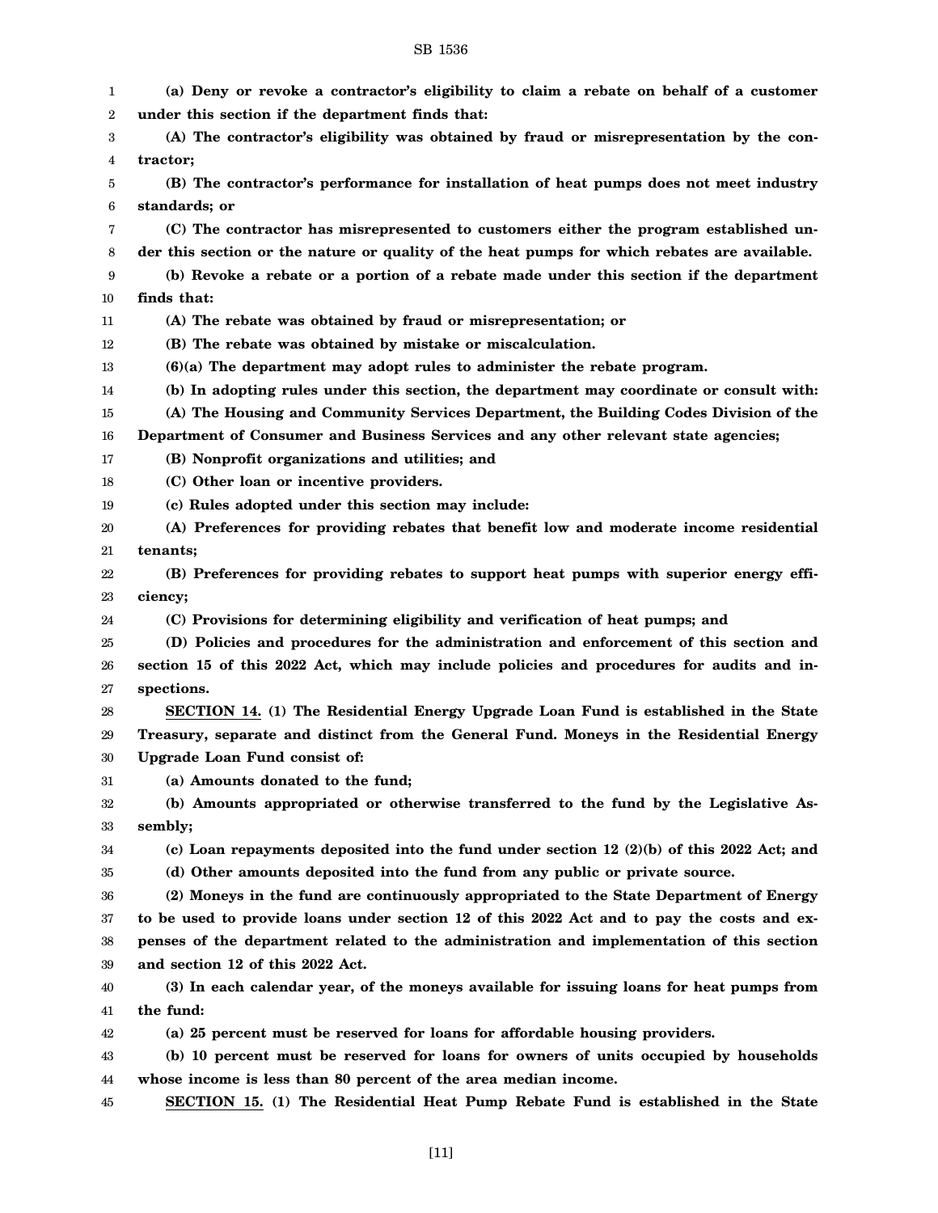**(a) Deny or revoke a contractor's eligibility to claim a rebate on behalf of a customer under this section if the department finds that:**

**(A) The contractor's eligibility was obtained by fraud or misrepresentation by the contractor;**

**(B) The contractor's performance for installation of heat pumps does not meet industry standards; or**

**(C) The contractor has misrepresented to customers either the program established under this section or the nature or quality of the heat pumps for which rebates are available.**

**(b) Revoke a rebate or a portion of a rebate made under this section if the department finds that:**

**(A) The rebate was obtained by fraud or misrepresentation; or**

**(B) The rebate was obtained by mistake or miscalculation.**

**(6)(a) The department may adopt rules to administer the rebate program.**

**(b) In adopting rules under this section, the department may coordinate or consult with:**

**(A) The Housing and Community Services Department, the Building Codes Division of the Department of Consumer and Business Services and any other relevant state agencies;**

**(B) Nonprofit organizations and utilities; and**

**(C) Other loan or incentive providers.**

**(c) Rules adopted under this section may include:**

**(A) Preferences for providing rebates that benefit low and moderate income residential tenants;**

**(B) Preferences for providing rebates to support heat pumps with superior energy efficiency;**

**(C) Provisions for determining eligibility and verification of heat pumps; and**

**(D) Policies and procedures for the administration and enforcement of this section and section 15 of this 2022 Act, which may include policies and procedures for audits and inspections.**

**SECTION 14. (1) The Residential Energy Upgrade Loan Fund is established in the State Treasury, separate and distinct from the General Fund. Moneys in the Residential Energy Upgrade Loan Fund consist of:**

**(a) Amounts donated to the fund;**

**(b) Amounts appropriated or otherwise transferred to the fund by the Legislative Assembly;**

**(c) Loan repayments deposited into the fund under section 12 (2)(b) of this 2022 Act; and**

**(d) Other amounts deposited into the fund from any public or private source.**

**(2) Moneys in the fund are continuously appropriated to the State Department of Energy to be used to provide loans under section 12 of this 2022 Act and to pay the costs and expenses of the department related to the administration and implementation of this section and section 12 of this 2022 Act.**

**(3) In each calendar year, of the moneys available for issuing loans for heat pumps from the fund:**

**(a) 25 percent must be reserved for loans for affordable housing providers.**

**(b) 10 percent must be reserved for loans for owners of units occupied by households whose income is less than 80 percent of the area median income.**

**SECTION 15. (1) The Residential Heat Pump Rebate Fund is established in the State**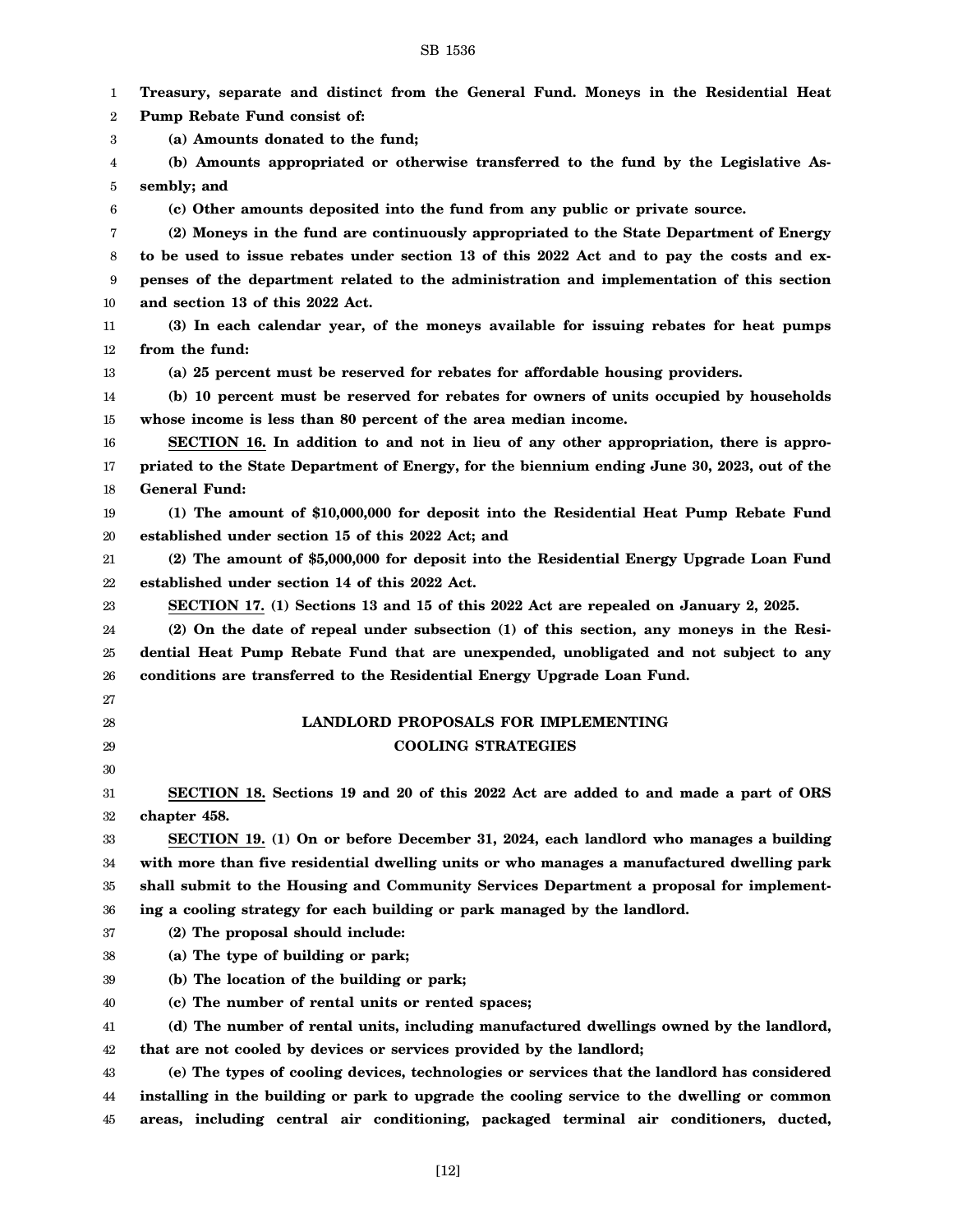**Treasury, separate and distinct from the General Fund. Moneys in the Residential Heat Pump Rebate Fund consist of:**

**(a) Amounts donated to the fund;**

**(b) Amounts appropriated or otherwise transferred to the fund by the Legislative Assembly; and**

**(c) Other amounts deposited into the fund from any public or private source.**

**(2) Moneys in the fund are continuously appropriated to the State Department of Energy to be used to issue rebates under section 13 of this 2022 Act and to pay the costs and expenses of the department related to the administration and implementation of this section and section 13 of this 2022 Act.**

**(3) In each calendar year, of the moneys available for issuing rebates for heat pumps from the fund:**

**(a) 25 percent must be reserved for rebates for affordable housing providers.**

**(b) 10 percent must be reserved for rebates for owners of units occupied by households whose income is less than 80 percent of the area median income.**

**SECTION 16. In addition to and not in lieu of any other appropriation, there is appropriated to the State Department of Energy, for the biennium ending June 30, 2023, out of the General Fund:**

**(1) The amount of $10,000,000 for deposit into the Residential Heat Pump Rebate Fund established under section 15 of this 2022 Act; and**

**(2) The amount of $5,000,000 for deposit into the Residential Energy Upgrade Loan Fund established under section 14 of this 2022 Act.**

**SECTION 17. (1) Sections 13 and 15 of this 2022 Act are repealed on January 2, 2025.**

**(2) On the date of repeal under subsection (1) of this section, any moneys in the Residential Heat Pump Rebate Fund that are unexpended, unobligated and not subject to any conditions are transferred to the Residential Energy Upgrade Loan Fund.**

## LANDLORD PROPOSALS FOR IMPLEMENTING COOLING STRATEGIES

**SECTION 18. Sections 19 and 20 of this 2022 Act are added to and made a part of ORS chapter 458.**

**SECTION 19. (1) On or before December 31, 2024, each landlord who manages a building with more than five residential dwelling units or who manages a manufactured dwelling park shall submit to the Housing and Community Services Department a proposal for implementing a cooling strategy for each building or park managed by the landlord.**

**(2) The proposal should include:**

**(a) The type of building or park;**

**(b) The location of the building or park;**

**(c) The number of rental units or rented spaces;**

**(d) The number of rental units, including manufactured dwellings owned by the landlord, that are not cooled by devices or services provided by the landlord;**

**(e) The types of cooling devices, technologies or services that the landlord has considered installing in the building or park to upgrade the cooling service to the dwelling or common areas, including central air conditioning, packaged terminal air conditioners, ducted,**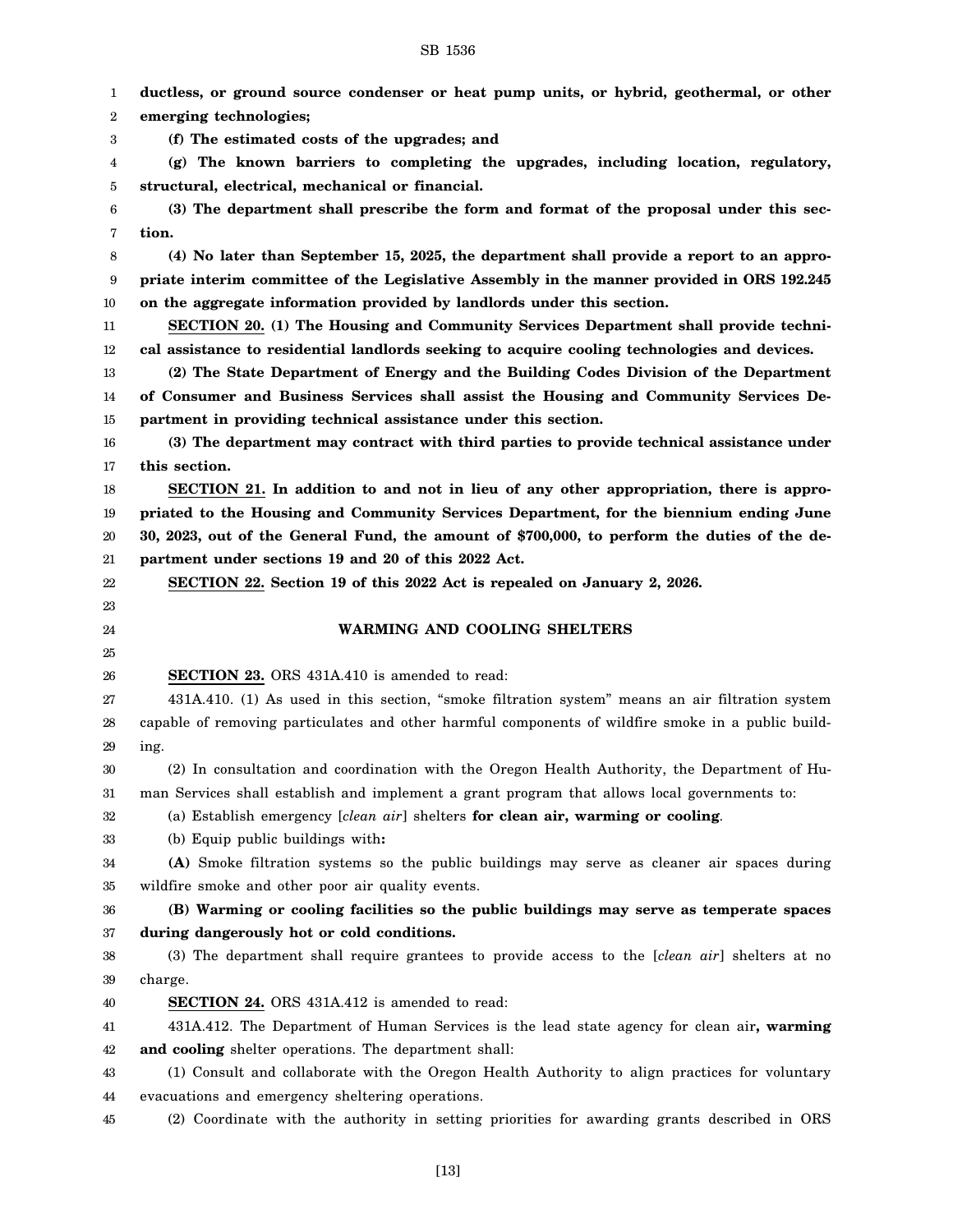**ductless, or ground source condenser or heat pump units, or hybrid, geothermal, or other emerging technologies;**

**(f) The estimated costs of the upgrades; and**

**(g) The known barriers to completing the upgrades, including location, regulatory, structural, electrical, mechanical or financial.**

**(3) The department shall prescribe the form and format of the proposal under this section.**

**(4) No later than September 15, 2025, the department shall provide a report to an appropriate interim committee of the Legislative Assembly in the manner provided in ORS 192.245 on the aggregate information provided by landlords under this section.**

**SECTION 20. (1) The Housing and Community Services Department shall provide technical assistance to residential landlords seeking to acquire cooling technologies and devices.**

**(2) The State Department of Energy and the Building Codes Division of the Department of Consumer and Business Services shall assist the Housing and Community Services Department in providing technical assistance under this section.**

**(3) The department may contract with third parties to provide technical assistance under this section.**

**SECTION 21. In addition to and not in lieu of any other appropriation, there is appropriated to the Housing and Community Services Department, for the biennium ending June 30, 2023, out of the General Fund, the amount of $700,000, to perform the duties of the department under sections 19 and 20 of this 2022 Act.**

**SECTION 22. Section 19 of this 2022 Act is repealed on January 2, 2026.**

## WARMING AND COOLING SHELTERS

**SECTION 23.** ORS 431A.410 is amended to read:

431A.410. (1) As used in this section, "smoke filtration system" means an air filtration system capable of removing particulates and other harmful components of wildfire smoke in a public building.

(2) In consultation and coordination with the Oregon Health Authority, the Department of Human Services shall establish and implement a grant program that allows local governments to:

(a) Establish emergency [*clean air*] shelters **for clean air, warming or cooling**.

(b) Equip public buildings with**:**

**(A)** Smoke filtration systems so the public buildings may serve as cleaner air spaces during wildfire smoke and other poor air quality events.

**(B) Warming or cooling facilities so the public buildings may serve as temperate spaces during dangerously hot or cold conditions.**

(3) The department shall require grantees to provide access to the [*clean air*] shelters at no charge.

**SECTION 24.** ORS 431A.412 is amended to read:

431A.412. The Department of Human Services is the lead state agency for clean air**, warming and cooling** shelter operations. The department shall:

(1) Consult and collaborate with the Oregon Health Authority to align practices for voluntary evacuations and emergency sheltering operations.

(2) Coordinate with the authority in setting priorities for awarding grants described in ORS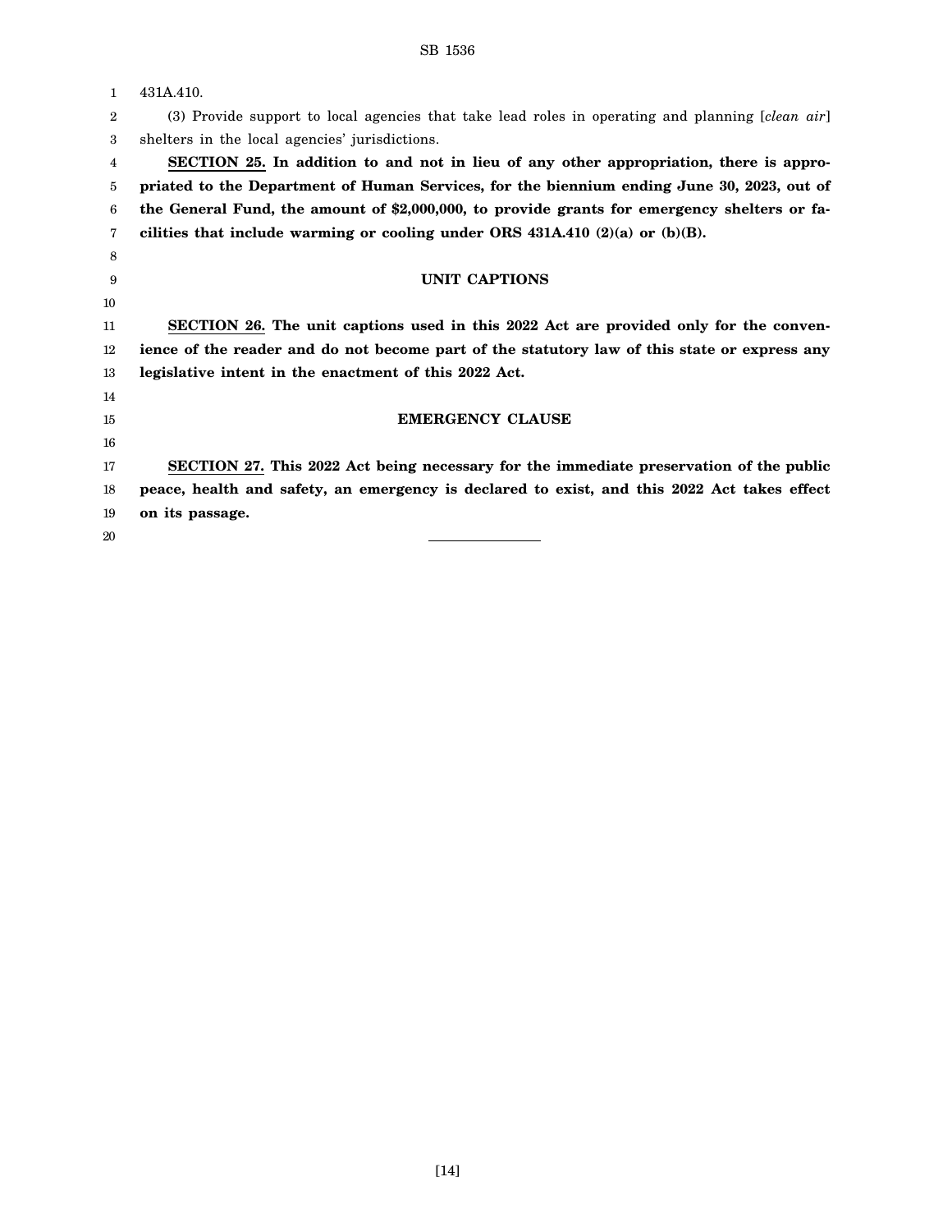431A.410.

(3) Provide support to local agencies that take lead roles in operating and planning [*clean air*] shelters in the local agencies' jurisdictions.

**SECTION 25. In addition to and not in lieu of any other appropriation, there is appropriated to the Department of Human Services, for the biennium ending June 30, 2023, out of the General Fund, the amount of $2,000,000, to provide grants for emergency shelters or facilities that include warming or cooling under ORS 431A.410 (2)(a) or (b)(B).**

## UNIT CAPTIONS

**SECTION 26. The unit captions used in this 2022 Act are provided only for the convenience of the reader and do not become part of the statutory law of this state or express any legislative intent in the enactment of this 2022 Act.**

## EMERGENCY CLAUSE

**SECTION 27. This 2022 Act being necessary for the immediate preservation of the public peace, health and safety, an emergency is declared to exist, and this 2022 Act takes effect on its passage.**